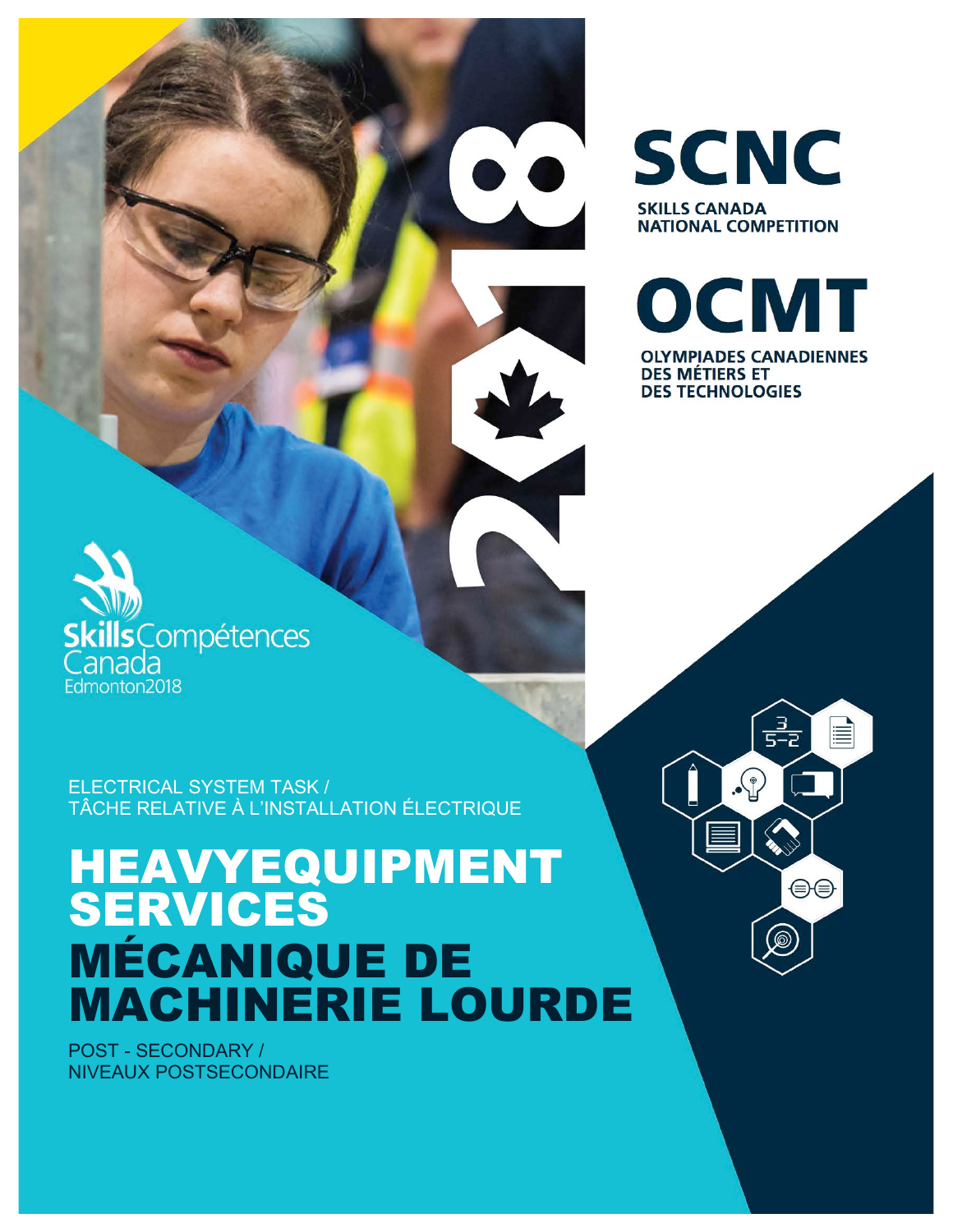# SCNC

SKILLS CANADA NATIONAL COMPETITION

# OCMT

OLYMPIADES CANADIENNES DES MÉTIERS ET DES TECHNOLOGIES

Skills Compétences Canada Edmonton2018

ELECTRICAL SYSTEM TASK / TÂCHE RELATIVE À L'INSTALLATION ÉLECTRIQUE

# HEAVYEQUIPMENT SERVICES

# MÉCANIQUE DE MACHINERIE LOURDE

POST - SECONDARY / NIVEAUX POSTSECONDAIRE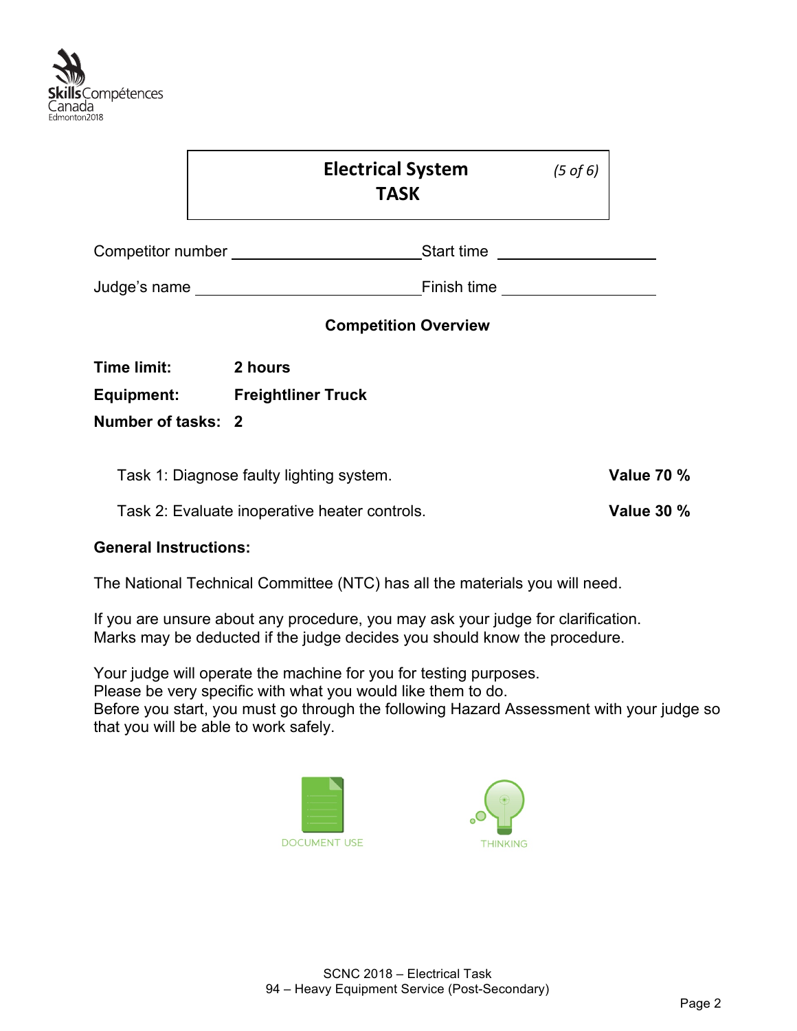# Electrical System TASK

*(5 of 6)*

Competitor number ______________________ Start time ______________________

Judge's name ______________________ Finish time ______________________

## Competition Overview

**Time limit:** **2 hours**

**Equipment:** **Freightliner Truck**

**Number of tasks:** **2**

| | |
|---|---|
| Task 1: Diagnose faulty lighting system. | **Value 70 %** |
| Task 2: Evaluate inoperative heater controls. | **Value 30 %** |

**General Instructions:**

The National Technical Committee (NTC) has all the materials you will need.

If you are unsure about any procedure, you may ask your judge for clarification.
Marks may be deducted if the judge decides you should know the procedure.

Your judge will operate the machine for you for testing purposes.
Please be very specific with what you would like them to do.
Before you start, you must go through the following Hazard Assessment with your judge so that you will be able to work safely.

DOCUMENT USE THINKING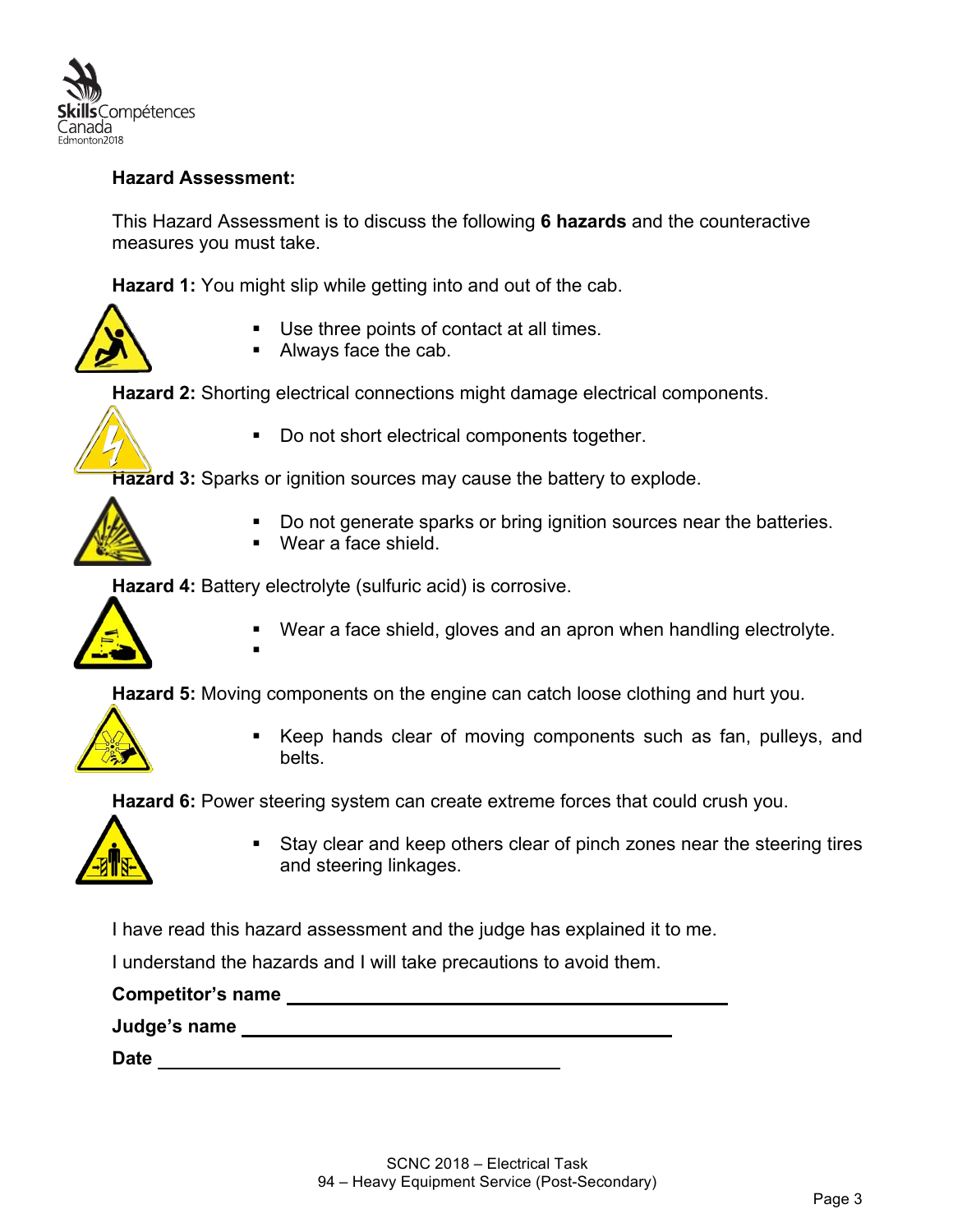**Hazard Assessment:**

This Hazard Assessment is to discuss the following **6 hazards** and the counteractive measures you must take.

**Hazard 1:** You might slip while getting into and out of the cab.

- Use three points of contact at all times.
- Always face the cab.

**Hazard 2:** Shorting electrical connections might damage electrical components.

- Do not short electrical components together.

**Hazard 3:** Sparks or ignition sources may cause the battery to explode.

- Do not generate sparks or bring ignition sources near the batteries.
- Wear a face shield.

**Hazard 4:** Battery electrolyte (sulfuric acid) is corrosive.

- Wear a face shield, gloves and an apron when handling electrolyte.
- 

**Hazard 5:** Moving components on the engine can catch loose clothing and hurt you.

- Keep hands clear of moving components such as fan, pulleys, and belts.

**Hazard 6:** Power steering system can create extreme forces that could crush you.

- Stay clear and keep others clear of pinch zones near the steering tires and steering linkages.

I have read this hazard assessment and the judge has explained it to me.

I understand the hazards and I will take precautions to avoid them.

**Competitor's name** ______________________________

**Judge's name** ______________________________

**Date** ______________________________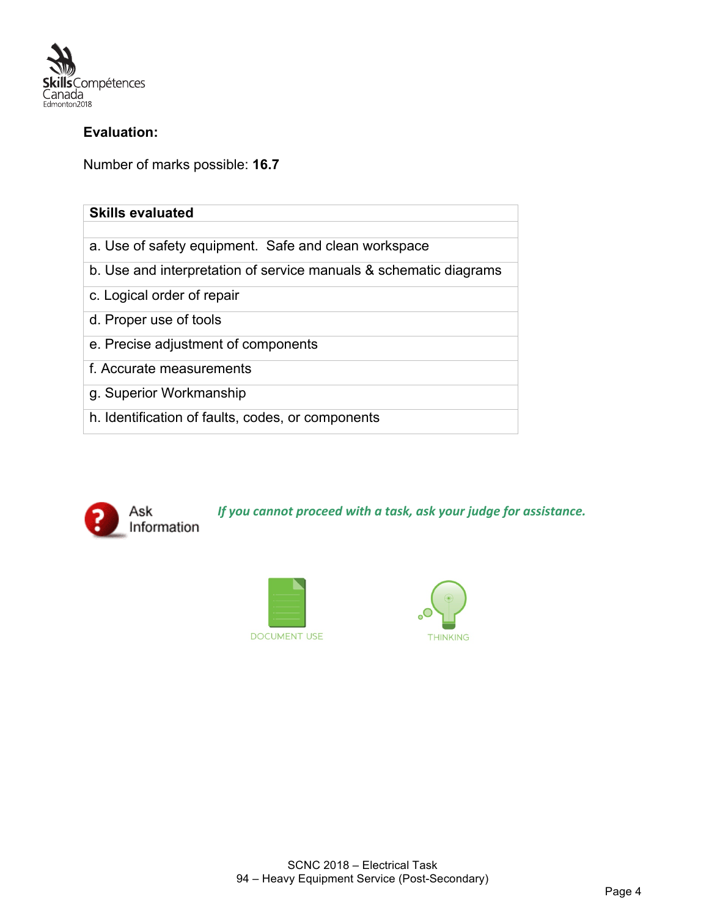**Evaluation:**

Number of marks possible: **16.7**

| Skills evaluated |
|---|
| |
| a. Use of safety equipment.  Safe and clean workspace |
| b. Use and interpretation of service manuals & schematic diagrams |
| c. Logical order of repair |
| d. Proper use of tools |
| e. Precise adjustment of components |
| f. Accurate measurements |
| g. Superior Workmanship |
| h. Identification of faults, codes, or components |

Ask Information

***If you cannot proceed with a task, ask your judge for assistance.***

DOCUMENT USE

THINKING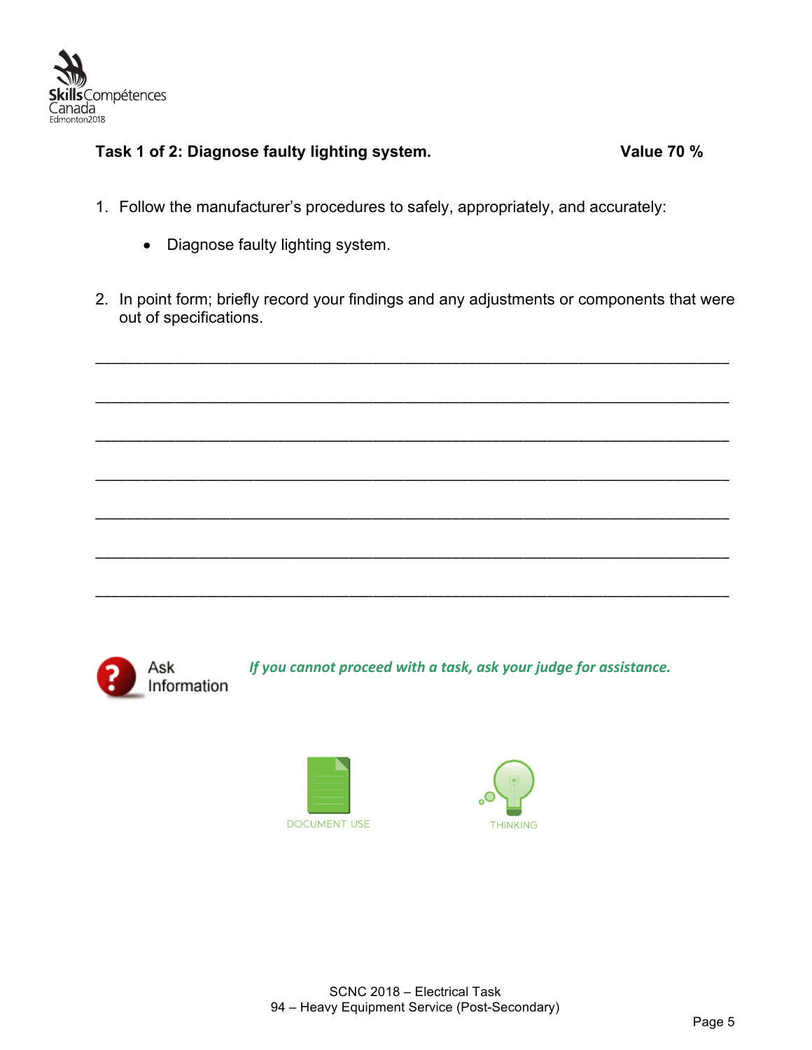**Task 1 of 2: Diagnose faulty lighting system.** **Value 70 %**

1. Follow the manufacturer's procedures to safely, appropriately, and accurately:

    - Diagnose faulty lighting system.

2. In point form; briefly record your findings and any adjustments or components that were out of specifications.

\_\_\_\_\_\_\_\_\_\_\_\_\_\_\_\_\_\_\_\_\_\_\_\_\_\_\_\_\_\_\_\_\_\_\_\_\_\_\_\_\_\_\_\_\_\_\_\_\_\_\_\_\_\_\_\_\_\_\_\_\_\_\_\_\_\_\_\_\_\_\_\_

\_\_\_\_\_\_\_\_\_\_\_\_\_\_\_\_\_\_\_\_\_\_\_\_\_\_\_\_\_\_\_\_\_\_\_\_\_\_\_\_\_\_\_\_\_\_\_\_\_\_\_\_\_\_\_\_\_\_\_\_\_\_\_\_\_\_\_\_\_\_\_\_

\_\_\_\_\_\_\_\_\_\_\_\_\_\_\_\_\_\_\_\_\_\_\_\_\_\_\_\_\_\_\_\_\_\_\_\_\_\_\_\_\_\_\_\_\_\_\_\_\_\_\_\_\_\_\_\_\_\_\_\_\_\_\_\_\_\_\_\_\_\_\_\_

\_\_\_\_\_\_\_\_\_\_\_\_\_\_\_\_\_\_\_\_\_\_\_\_\_\_\_\_\_\_\_\_\_\_\_\_\_\_\_\_\_\_\_\_\_\_\_\_\_\_\_\_\_\_\_\_\_\_\_\_\_\_\_\_\_\_\_\_\_\_\_\_

\_\_\_\_\_\_\_\_\_\_\_\_\_\_\_\_\_\_\_\_\_\_\_\_\_\_\_\_\_\_\_\_\_\_\_\_\_\_\_\_\_\_\_\_\_\_\_\_\_\_\_\_\_\_\_\_\_\_\_\_\_\_\_\_\_\_\_\_\_\_\_\_

\_\_\_\_\_\_\_\_\_\_\_\_\_\_\_\_\_\_\_\_\_\_\_\_\_\_\_\_\_\_\_\_\_\_\_\_\_\_\_\_\_\_\_\_\_\_\_\_\_\_\_\_\_\_\_\_\_\_\_\_\_\_\_\_\_\_\_\_\_\_\_\_

\_\_\_\_\_\_\_\_\_\_\_\_\_\_\_\_\_\_\_\_\_\_\_\_\_\_\_\_\_\_\_\_\_\_\_\_\_\_\_\_\_\_\_\_\_\_\_\_\_\_\_\_\_\_\_\_\_\_\_\_\_\_\_\_\_\_\_\_\_\_\_\_

Ask Information — *If you cannot proceed with a task, ask your judge for assistance.*

DOCUMENT USE THINKING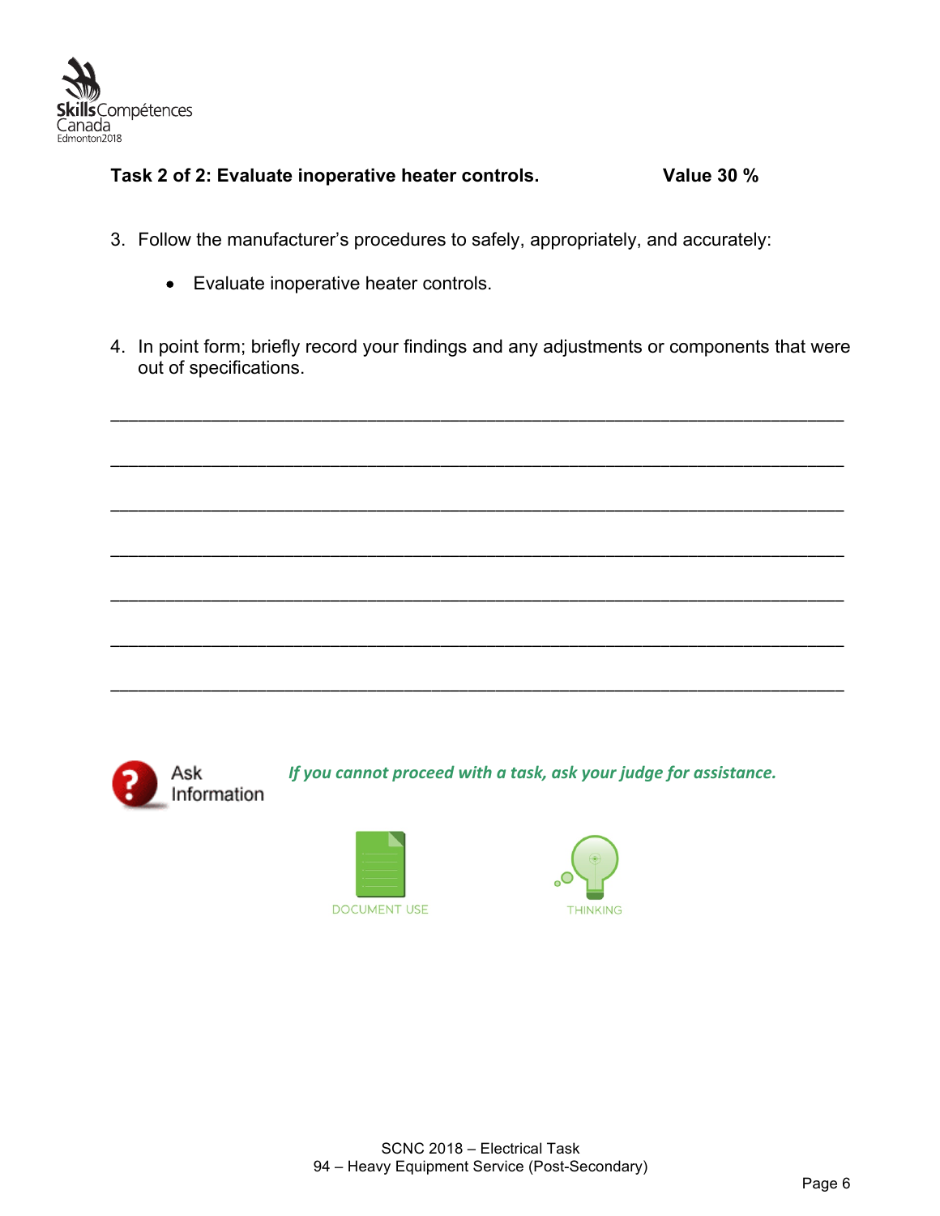**Task 2 of 2: Evaluate inoperative heater controls.** **Value 30 %**

3. Follow the manufacturer's procedures to safely, appropriately, and accurately:

    - Evaluate inoperative heater controls.

4. In point form; briefly record your findings and any adjustments or components that were out of specifications.

_______________________________________________________________________

_______________________________________________________________________

_______________________________________________________________________

_______________________________________________________________________

_______________________________________________________________________

_______________________________________________________________________

_______________________________________________________________________

Ask Information *If you cannot proceed with a task, ask your judge for assistance.*

DOCUMENT USE THINKING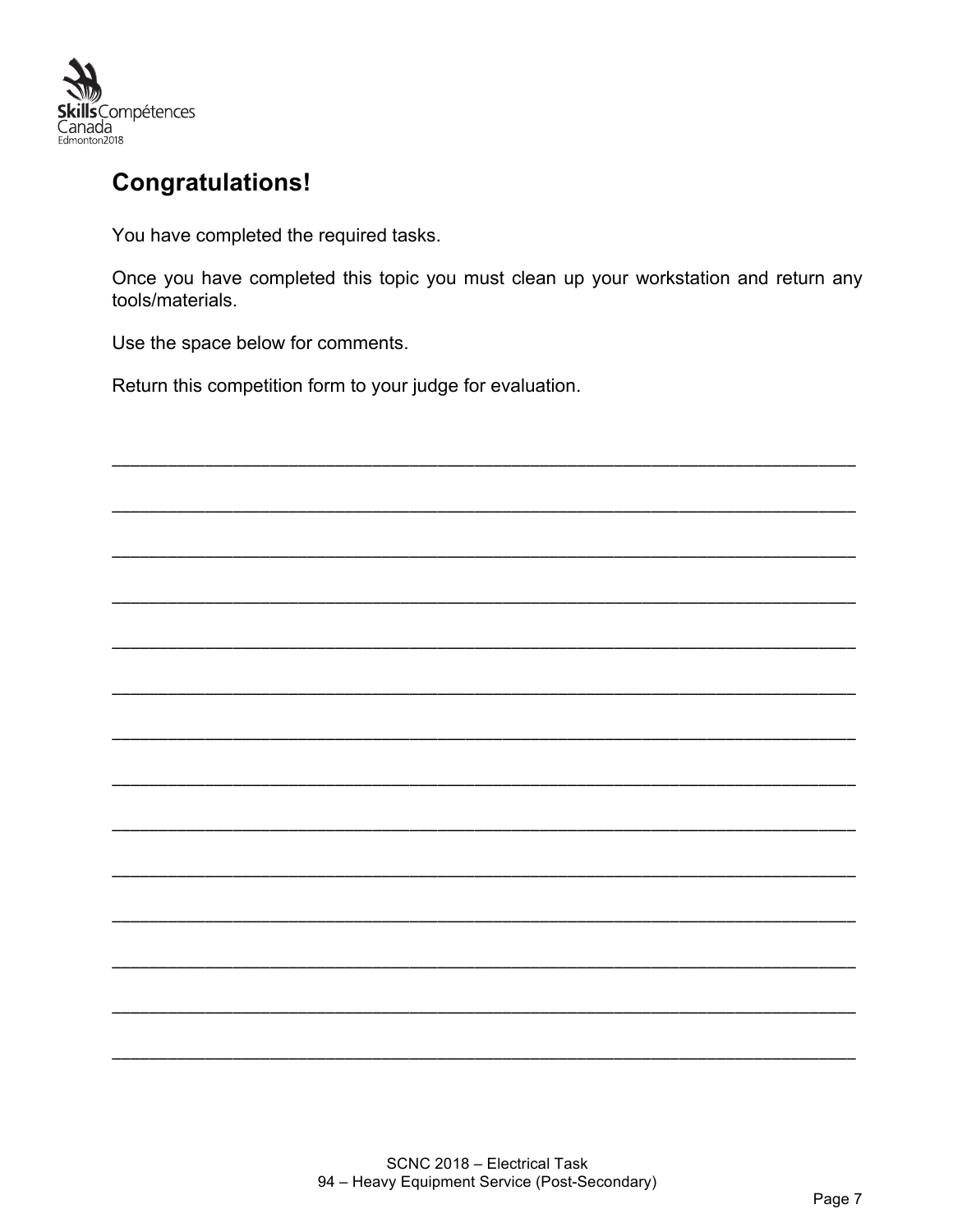## Congratulations!

You have completed the required tasks.

Once you have completed this topic you must clean up your workstation and return any tools/materials.

Use the space below for comments.

Return this competition form to your judge for evaluation.

\_\_\_\_\_\_\_\_\_\_\_\_\_\_\_\_\_\_\_\_\_\_\_\_\_\_\_\_\_\_\_\_\_\_\_\_\_\_\_\_\_\_\_\_\_\_\_\_\_\_\_\_\_\_\_\_\_\_\_\_\_\_\_\_\_\_\_\_\_\_\_\_

\_\_\_\_\_\_\_\_\_\_\_\_\_\_\_\_\_\_\_\_\_\_\_\_\_\_\_\_\_\_\_\_\_\_\_\_\_\_\_\_\_\_\_\_\_\_\_\_\_\_\_\_\_\_\_\_\_\_\_\_\_\_\_\_\_\_\_\_\_\_\_\_

\_\_\_\_\_\_\_\_\_\_\_\_\_\_\_\_\_\_\_\_\_\_\_\_\_\_\_\_\_\_\_\_\_\_\_\_\_\_\_\_\_\_\_\_\_\_\_\_\_\_\_\_\_\_\_\_\_\_\_\_\_\_\_\_\_\_\_\_\_\_\_\_

\_\_\_\_\_\_\_\_\_\_\_\_\_\_\_\_\_\_\_\_\_\_\_\_\_\_\_\_\_\_\_\_\_\_\_\_\_\_\_\_\_\_\_\_\_\_\_\_\_\_\_\_\_\_\_\_\_\_\_\_\_\_\_\_\_\_\_\_\_\_\_\_

\_\_\_\_\_\_\_\_\_\_\_\_\_\_\_\_\_\_\_\_\_\_\_\_\_\_\_\_\_\_\_\_\_\_\_\_\_\_\_\_\_\_\_\_\_\_\_\_\_\_\_\_\_\_\_\_\_\_\_\_\_\_\_\_\_\_\_\_\_\_\_\_

\_\_\_\_\_\_\_\_\_\_\_\_\_\_\_\_\_\_\_\_\_\_\_\_\_\_\_\_\_\_\_\_\_\_\_\_\_\_\_\_\_\_\_\_\_\_\_\_\_\_\_\_\_\_\_\_\_\_\_\_\_\_\_\_\_\_\_\_\_\_\_\_

\_\_\_\_\_\_\_\_\_\_\_\_\_\_\_\_\_\_\_\_\_\_\_\_\_\_\_\_\_\_\_\_\_\_\_\_\_\_\_\_\_\_\_\_\_\_\_\_\_\_\_\_\_\_\_\_\_\_\_\_\_\_\_\_\_\_\_\_\_\_\_\_

\_\_\_\_\_\_\_\_\_\_\_\_\_\_\_\_\_\_\_\_\_\_\_\_\_\_\_\_\_\_\_\_\_\_\_\_\_\_\_\_\_\_\_\_\_\_\_\_\_\_\_\_\_\_\_\_\_\_\_\_\_\_\_\_\_\_\_\_\_\_\_\_

\_\_\_\_\_\_\_\_\_\_\_\_\_\_\_\_\_\_\_\_\_\_\_\_\_\_\_\_\_\_\_\_\_\_\_\_\_\_\_\_\_\_\_\_\_\_\_\_\_\_\_\_\_\_\_\_\_\_\_\_\_\_\_\_\_\_\_\_\_\_\_\_

\_\_\_\_\_\_\_\_\_\_\_\_\_\_\_\_\_\_\_\_\_\_\_\_\_\_\_\_\_\_\_\_\_\_\_\_\_\_\_\_\_\_\_\_\_\_\_\_\_\_\_\_\_\_\_\_\_\_\_\_\_\_\_\_\_\_\_\_\_\_\_\_

\_\_\_\_\_\_\_\_\_\_\_\_\_\_\_\_\_\_\_\_\_\_\_\_\_\_\_\_\_\_\_\_\_\_\_\_\_\_\_\_\_\_\_\_\_\_\_\_\_\_\_\_\_\_\_\_\_\_\_\_\_\_\_\_\_\_\_\_\_\_\_\_

\_\_\_\_\_\_\_\_\_\_\_\_\_\_\_\_\_\_\_\_\_\_\_\_\_\_\_\_\_\_\_\_\_\_\_\_\_\_\_\_\_\_\_\_\_\_\_\_\_\_\_\_\_\_\_\_\_\_\_\_\_\_\_\_\_\_\_\_\_\_\_\_

\_\_\_\_\_\_\_\_\_\_\_\_\_\_\_\_\_\_\_\_\_\_\_\_\_\_\_\_\_\_\_\_\_\_\_\_\_\_\_\_\_\_\_\_\_\_\_\_\_\_\_\_\_\_\_\_\_\_\_\_\_\_\_\_\_\_\_\_\_\_\_\_

\_\_\_\_\_\_\_\_\_\_\_\_\_\_\_\_\_\_\_\_\_\_\_\_\_\_\_\_\_\_\_\_\_\_\_\_\_\_\_\_\_\_\_\_\_\_\_\_\_\_\_\_\_\_\_\_\_\_\_\_\_\_\_\_\_\_\_\_\_\_\_\_